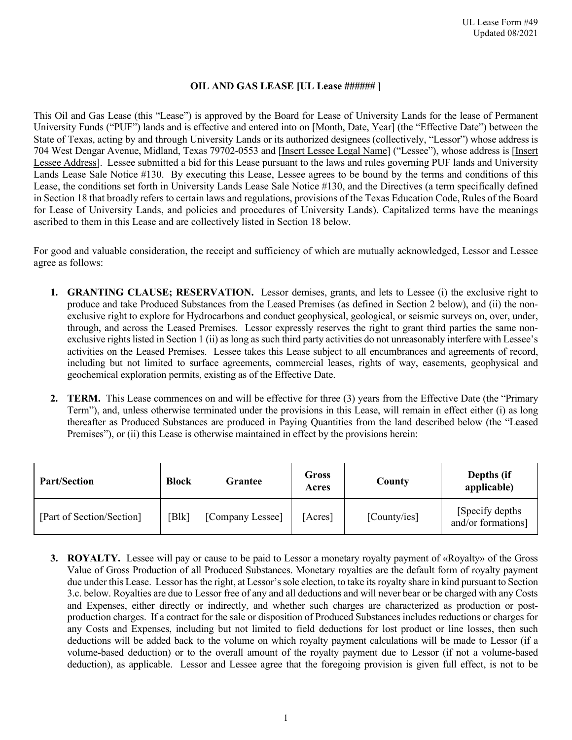UL Lease Form #49
Updated 08/2021

# OIL AND GAS LEASE [UL Lease ###### ]

This Oil and Gas Lease (this "Lease") is approved by the Board for Lease of University Lands for the lease of Permanent University Funds ("PUF") lands and is effective and entered into on [Month, Date, Year] (the "Effective Date") between the State of Texas, acting by and through University Lands or its authorized designees (collectively, "Lessor") whose address is 704 West Dengar Avenue, Midland, Texas 79702-0553 and [Insert Lessee Legal Name] ("Lessee"), whose address is [Insert Lessee Address]. Lessee submitted a bid for this Lease pursuant to the laws and rules governing PUF lands and University Lands Lease Sale Notice #130. By executing this Lease, Lessee agrees to be bound by the terms and conditions of this Lease, the conditions set forth in University Lands Lease Sale Notice #130, and the Directives (a term specifically defined in Section 18 that broadly refers to certain laws and regulations, provisions of the Texas Education Code, Rules of the Board for Lease of University Lands, and policies and procedures of University Lands). Capitalized terms have the meanings ascribed to them in this Lease and are collectively listed in Section 18 below.

For good and valuable consideration, the receipt and sufficiency of which are mutually acknowledged, Lessor and Lessee agree as follows:

1. **GRANTING CLAUSE; RESERVATION.** Lessor demises, grants, and lets to Lessee (i) the exclusive right to produce and take Produced Substances from the Leased Premises (as defined in Section 2 below), and (ii) the non-exclusive right to explore for Hydrocarbons and conduct geophysical, geological, or seismic surveys on, over, under, through, and across the Leased Premises. Lessor expressly reserves the right to grant third parties the same non-exclusive rights listed in Section 1 (ii) as long as such third party activities do not unreasonably interfere with Lessee's activities on the Leased Premises. Lessee takes this Lease subject to all encumbrances and agreements of record, including but not limited to surface agreements, commercial leases, rights of way, easements, geophysical and geochemical exploration permits, existing as of the Effective Date.

2. **TERM.** This Lease commences on and will be effective for three (3) years from the Effective Date (the "Primary Term"), and, unless otherwise terminated under the provisions in this Lease, will remain in effect either (i) as long thereafter as Produced Substances are produced in Paying Quantities from the land described below (the "Leased Premises"), or (ii) this Lease is otherwise maintained in effect by the provisions herein:

| Part/Section | Block | Grantee | Gross Acres | County | Depths (if applicable) |
|---|---|---|---|---|---|
| [Part of Section/Section] | [Blk] | [Company Lessee] | [Acres] | [County/ies] | [Specify depths and/or formations] |

3. **ROYALTY.** Lessee will pay or cause to be paid to Lessor a monetary royalty payment of «Royalty» of the Gross Value of Gross Production of all Produced Substances. Monetary royalties are the default form of royalty payment due under this Lease. Lessor has the right, at Lessor's sole election, to take its royalty share in kind pursuant to Section 3.c. below. Royalties are due to Lessor free of any and all deductions and will never bear or be charged with any Costs and Expenses, either directly or indirectly, and whether such charges are characterized as production or post-production charges. If a contract for the sale or disposition of Produced Substances includes reductions or charges for any Costs and Expenses, including but not limited to field deductions for lost product or line losses, then such deductions will be added back to the volume on which royalty payment calculations will be made to Lessor (if a volume-based deduction) or to the overall amount of the royalty payment due to Lessor (if not a volume-based deduction), as applicable. Lessor and Lessee agree that the foregoing provision is given full effect, is not to be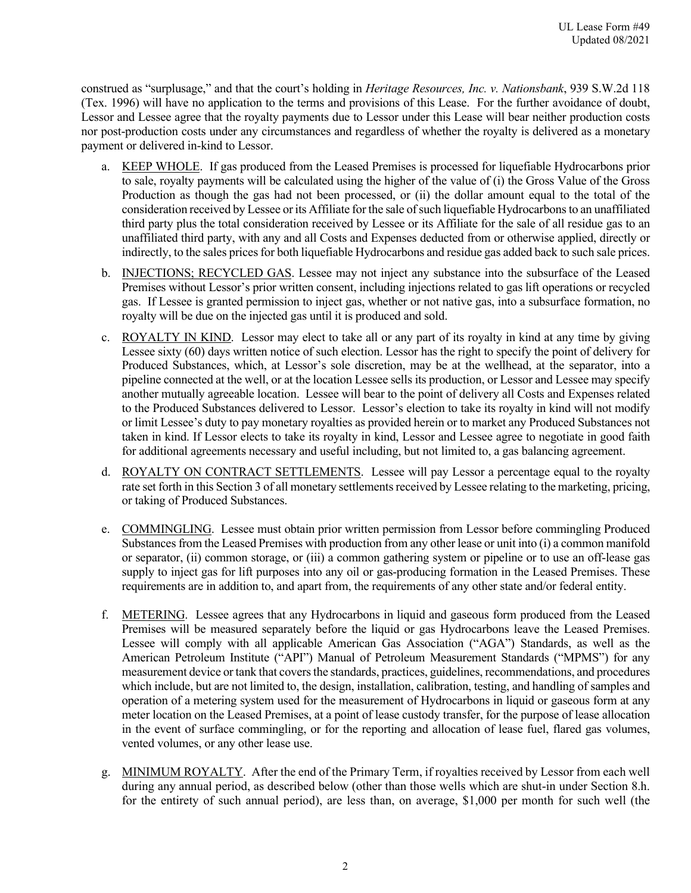construed as "surplusage," and that the court's holding in *Heritage Resources, Inc. v. Nationsbank*, 939 S.W.2d 118 (Tex. 1996) will have no application to the terms and provisions of this Lease. For the further avoidance of doubt, Lessor and Lessee agree that the royalty payments due to Lessor under this Lease will bear neither production costs nor post-production costs under any circumstances and regardless of whether the royalty is delivered as a monetary payment or delivered in-kind to Lessor.

a. <u>KEEP WHOLE</u>. If gas produced from the Leased Premises is processed for liquefiable Hydrocarbons prior to sale, royalty payments will be calculated using the higher of the value of (i) the Gross Value of the Gross Production as though the gas had not been processed, or (ii) the dollar amount equal to the total of the consideration received by Lessee or its Affiliate for the sale of such liquefiable Hydrocarbons to an unaffiliated third party plus the total consideration received by Lessee or its Affiliate for the sale of all residue gas to an unaffiliated third party, with any and all Costs and Expenses deducted from or otherwise applied, directly or indirectly, to the sales prices for both liquefiable Hydrocarbons and residue gas added back to such sale prices.

b. <u>INJECTIONS; RECYCLED GAS</u>. Lessee may not inject any substance into the subsurface of the Leased Premises without Lessor's prior written consent, including injections related to gas lift operations or recycled gas. If Lessee is granted permission to inject gas, whether or not native gas, into a subsurface formation, no royalty will be due on the injected gas until it is produced and sold.

c. <u>ROYALTY IN KIND</u>. Lessor may elect to take all or any part of its royalty in kind at any time by giving Lessee sixty (60) days written notice of such election. Lessor has the right to specify the point of delivery for Produced Substances, which, at Lessor's sole discretion, may be at the wellhead, at the separator, into a pipeline connected at the well, or at the location Lessee sells its production, or Lessor and Lessee may specify another mutually agreeable location. Lessee will bear to the point of delivery all Costs and Expenses related to the Produced Substances delivered to Lessor. Lessor's election to take its royalty in kind will not modify or limit Lessee's duty to pay monetary royalties as provided herein or to market any Produced Substances not taken in kind. If Lessor elects to take its royalty in kind, Lessor and Lessee agree to negotiate in good faith for additional agreements necessary and useful including, but not limited to, a gas balancing agreement.

d. <u>ROYALTY ON CONTRACT SETTLEMENTS</u>. Lessee will pay Lessor a percentage equal to the royalty rate set forth in this Section 3 of all monetary settlements received by Lessee relating to the marketing, pricing, or taking of Produced Substances.

e. <u>COMMINGLING</u>. Lessee must obtain prior written permission from Lessor before commingling Produced Substances from the Leased Premises with production from any other lease or unit into (i) a common manifold or separator, (ii) common storage, or (iii) a common gathering system or pipeline or to use an off-lease gas supply to inject gas for lift purposes into any oil or gas-producing formation in the Leased Premises. These requirements are in addition to, and apart from, the requirements of any other state and/or federal entity.

f. <u>METERING</u>. Lessee agrees that any Hydrocarbons in liquid and gaseous form produced from the Leased Premises will be measured separately before the liquid or gas Hydrocarbons leave the Leased Premises. Lessee will comply with all applicable American Gas Association ("AGA") Standards, as well as the American Petroleum Institute ("API") Manual of Petroleum Measurement Standards ("MPMS") for any measurement device or tank that covers the standards, practices, guidelines, recommendations, and procedures which include, but are not limited to, the design, installation, calibration, testing, and handling of samples and operation of a metering system used for the measurement of Hydrocarbons in liquid or gaseous form at any meter location on the Leased Premises, at a point of lease custody transfer, for the purpose of lease allocation in the event of surface commingling, or for the reporting and allocation of lease fuel, flared gas volumes, vented volumes, or any other lease use.

g. <u>MINIMUM ROYALTY</u>. After the end of the Primary Term, if royalties received by Lessor from each well during any annual period, as described below (other than those wells which are shut-in under Section 8.h. for the entirety of such annual period), are less than, on average, $1,000 per month for such well (the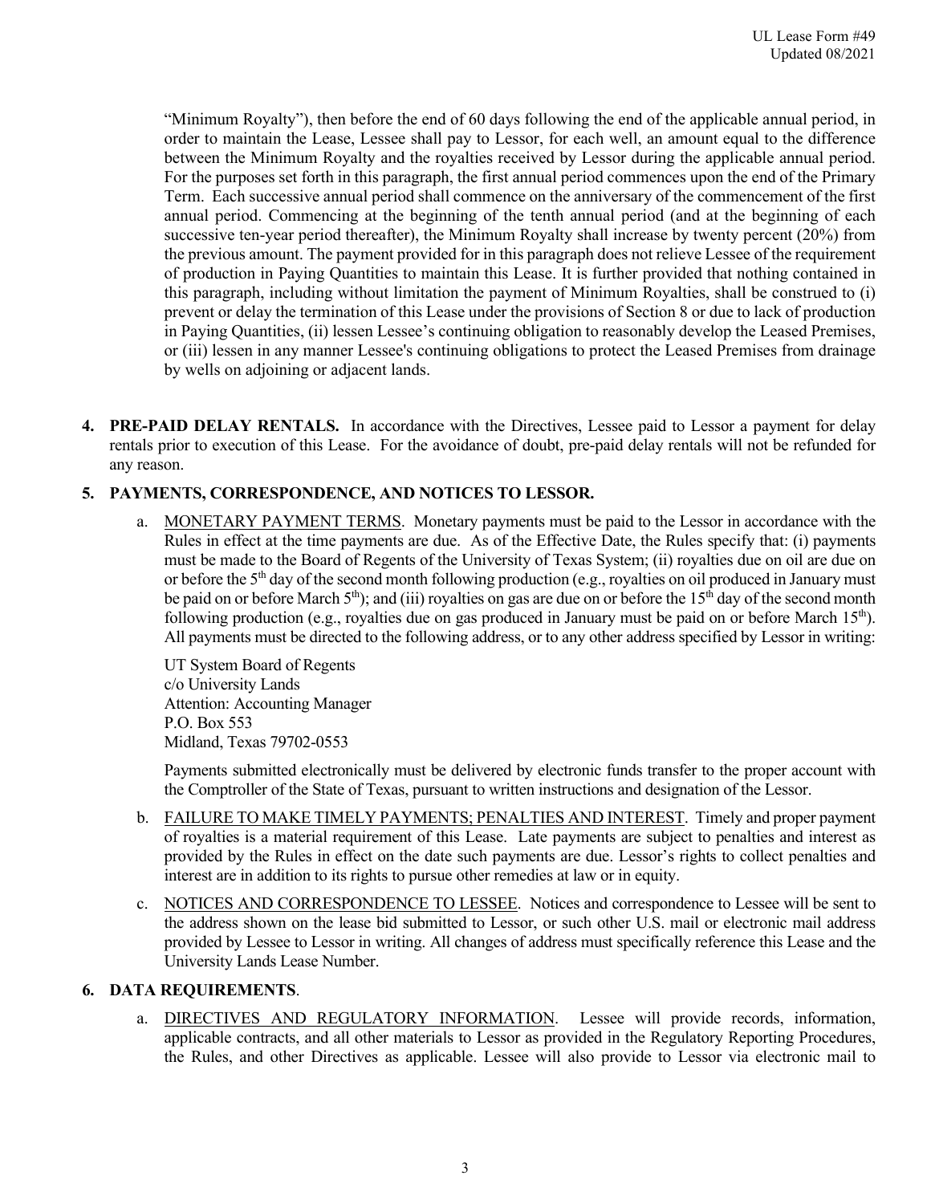"Minimum Royalty"), then before the end of 60 days following the end of the applicable annual period, in order to maintain the Lease, Lessee shall pay to Lessor, for each well, an amount equal to the difference between the Minimum Royalty and the royalties received by Lessor during the applicable annual period. For the purposes set forth in this paragraph, the first annual period commences upon the end of the Primary Term. Each successive annual period shall commence on the anniversary of the commencement of the first annual period. Commencing at the beginning of the tenth annual period (and at the beginning of each successive ten-year period thereafter), the Minimum Royalty shall increase by twenty percent (20%) from the previous amount. The payment provided for in this paragraph does not relieve Lessee of the requirement of production in Paying Quantities to maintain this Lease. It is further provided that nothing contained in this paragraph, including without limitation the payment of Minimum Royalties, shall be construed to (i) prevent or delay the termination of this Lease under the provisions of Section 8 or due to lack of production in Paying Quantities, (ii) lessen Lessee's continuing obligation to reasonably develop the Leased Premises, or (iii) lessen in any manner Lessee's continuing obligations to protect the Leased Premises from drainage by wells on adjoining or adjacent lands.

**4. PRE-PAID DELAY RENTALS.** In accordance with the Directives, Lessee paid to Lessor a payment for delay rentals prior to execution of this Lease. For the avoidance of doubt, pre-paid delay rentals will not be refunded for any reason.

**5. PAYMENTS, CORRESPONDENCE, AND NOTICES TO LESSOR.**

a. MONETARY PAYMENT TERMS. Monetary payments must be paid to the Lessor in accordance with the Rules in effect at the time payments are due. As of the Effective Date, the Rules specify that: (i) payments must be made to the Board of Regents of the University of Texas System; (ii) royalties due on oil are due on or before the 5th day of the second month following production (e.g., royalties on oil produced in January must be paid on or before March 5th); and (iii) royalties on gas are due on or before the 15th day of the second month following production (e.g., royalties due on gas produced in January must be paid on or before March 15th). All payments must be directed to the following address, or to any other address specified by Lessor in writing:

UT System Board of Regents
c/o University Lands
Attention: Accounting Manager
P.O. Box 553
Midland, Texas 79702-0553

Payments submitted electronically must be delivered by electronic funds transfer to the proper account with the Comptroller of the State of Texas, pursuant to written instructions and designation of the Lessor.

b. FAILURE TO MAKE TIMELY PAYMENTS; PENALTIES AND INTEREST. Timely and proper payment of royalties is a material requirement of this Lease. Late payments are subject to penalties and interest as provided by the Rules in effect on the date such payments are due. Lessor's rights to collect penalties and interest are in addition to its rights to pursue other remedies at law or in equity.

c. NOTICES AND CORRESPONDENCE TO LESSEE. Notices and correspondence to Lessee will be sent to the address shown on the lease bid submitted to Lessor, or such other U.S. mail or electronic mail address provided by Lessee to Lessor in writing. All changes of address must specifically reference this Lease and the University Lands Lease Number.

**6. DATA REQUIREMENTS**.

a. DIRECTIVES AND REGULATORY INFORMATION. Lessee will provide records, information, applicable contracts, and all other materials to Lessor as provided in the Regulatory Reporting Procedures, the Rules, and other Directives as applicable. Lessee will also provide to Lessor via electronic mail to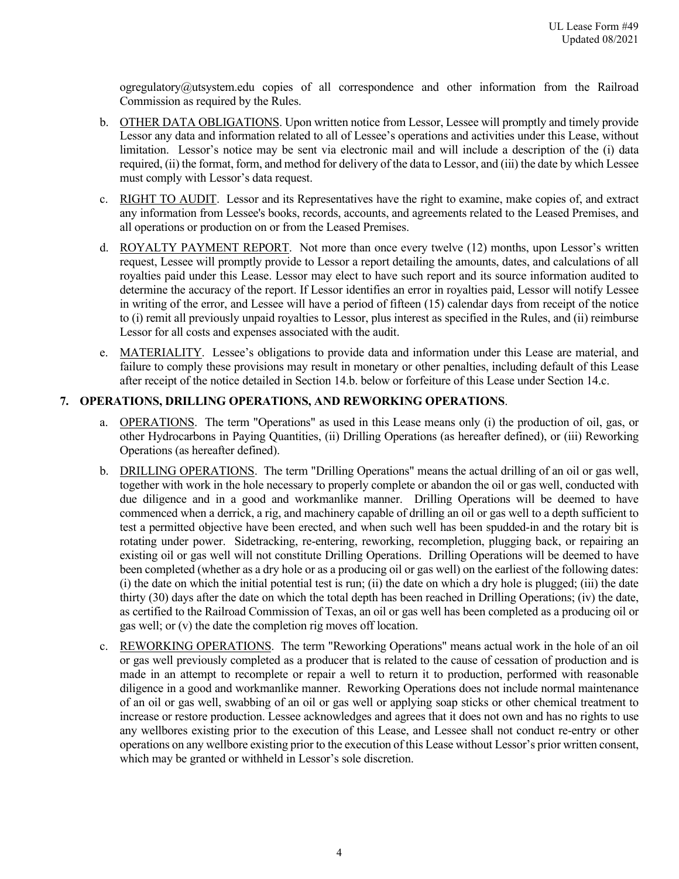ogregulatory@utsystem.edu copies of all correspondence and other information from the Railroad Commission as required by the Rules.

b. <u>OTHER DATA OBLIGATIONS</u>. Upon written notice from Lessor, Lessee will promptly and timely provide Lessor any data and information related to all of Lessee's operations and activities under this Lease, without limitation. Lessor's notice may be sent via electronic mail and will include a description of the (i) data required, (ii) the format, form, and method for delivery of the data to Lessor, and (iii) the date by which Lessee must comply with Lessor's data request.

c. <u>RIGHT TO AUDIT</u>. Lessor and its Representatives have the right to examine, make copies of, and extract any information from Lessee's books, records, accounts, and agreements related to the Leased Premises, and all operations or production on or from the Leased Premises.

d. <u>ROYALTY PAYMENT REPORT</u>. Not more than once every twelve (12) months, upon Lessor's written request, Lessee will promptly provide to Lessor a report detailing the amounts, dates, and calculations of all royalties paid under this Lease. Lessor may elect to have such report and its source information audited to determine the accuracy of the report. If Lessor identifies an error in royalties paid, Lessor will notify Lessee in writing of the error, and Lessee will have a period of fifteen (15) calendar days from receipt of the notice to (i) remit all previously unpaid royalties to Lessor, plus interest as specified in the Rules, and (ii) reimburse Lessor for all costs and expenses associated with the audit.

e. <u>MATERIALITY</u>. Lessee's obligations to provide data and information under this Lease are material, and failure to comply these provisions may result in monetary or other penalties, including default of this Lease after receipt of the notice detailed in Section 14.b. below or forfeiture of this Lease under Section 14.c.

**7. OPERATIONS, DRILLING OPERATIONS, AND REWORKING OPERATIONS**.

a. <u>OPERATIONS</u>. The term "Operations" as used in this Lease means only (i) the production of oil, gas, or other Hydrocarbons in Paying Quantities, (ii) Drilling Operations (as hereafter defined), or (iii) Reworking Operations (as hereafter defined).

b. <u>DRILLING OPERATIONS</u>. The term "Drilling Operations" means the actual drilling of an oil or gas well, together with work in the hole necessary to properly complete or abandon the oil or gas well, conducted with due diligence and in a good and workmanlike manner. Drilling Operations will be deemed to have commenced when a derrick, a rig, and machinery capable of drilling an oil or gas well to a depth sufficient to test a permitted objective have been erected, and when such well has been spudded-in and the rotary bit is rotating under power. Sidetracking, re-entering, reworking, recompletion, plugging back, or repairing an existing oil or gas well will not constitute Drilling Operations. Drilling Operations will be deemed to have been completed (whether as a dry hole or as a producing oil or gas well) on the earliest of the following dates: (i) the date on which the initial potential test is run; (ii) the date on which a dry hole is plugged; (iii) the date thirty (30) days after the date on which the total depth has been reached in Drilling Operations; (iv) the date, as certified to the Railroad Commission of Texas, an oil or gas well has been completed as a producing oil or gas well; or (v) the date the completion rig moves off location.

c. <u>REWORKING OPERATIONS</u>. The term "Reworking Operations" means actual work in the hole of an oil or gas well previously completed as a producer that is related to the cause of cessation of production and is made in an attempt to recomplete or repair a well to return it to production, performed with reasonable diligence in a good and workmanlike manner. Reworking Operations does not include normal maintenance of an oil or gas well, swabbing of an oil or gas well or applying soap sticks or other chemical treatment to increase or restore production. Lessee acknowledges and agrees that it does not own and has no rights to use any wellbores existing prior to the execution of this Lease, and Lessee shall not conduct re-entry or other operations on any wellbore existing prior to the execution of this Lease without Lessor's prior written consent, which may be granted or withheld in Lessor's sole discretion.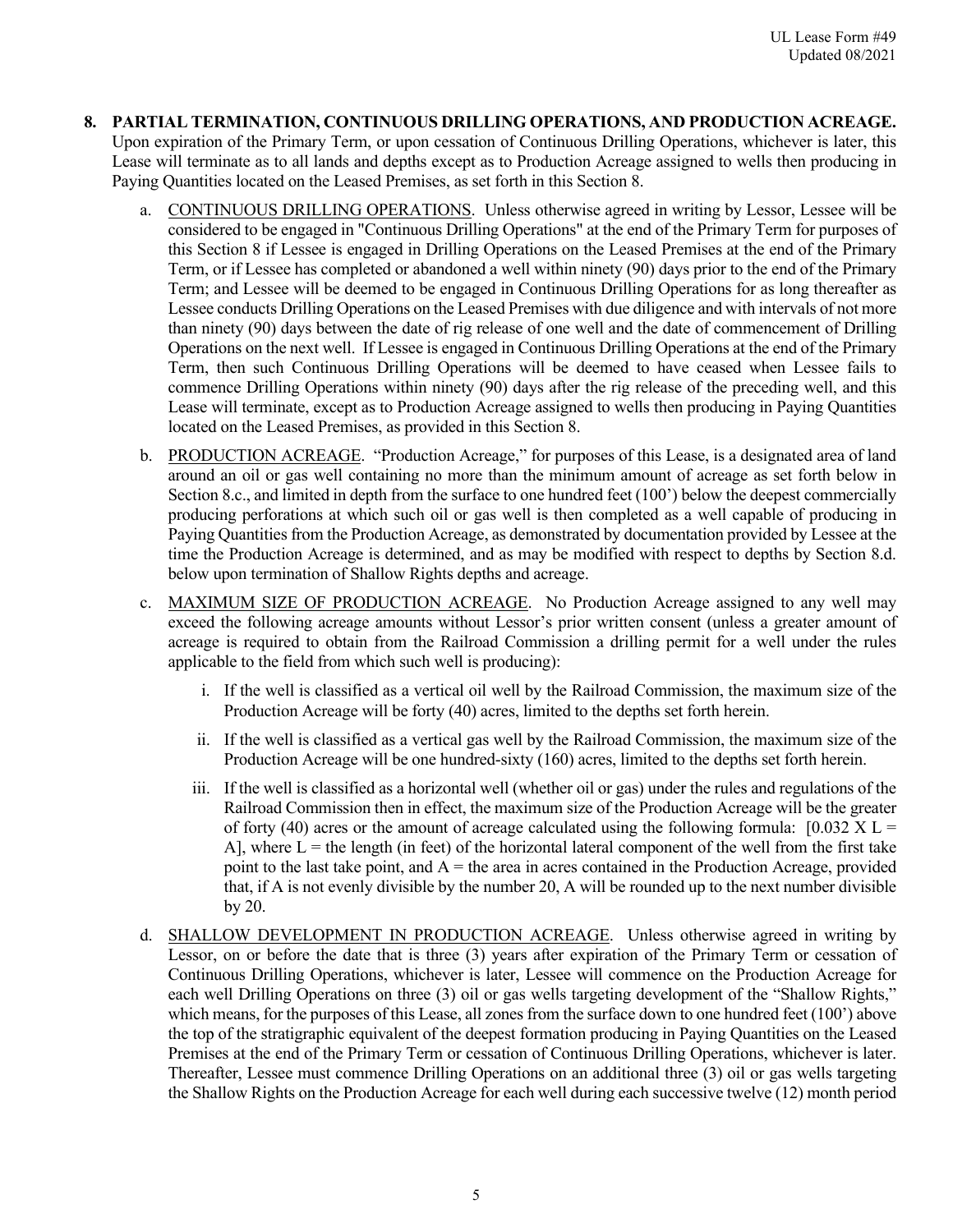**8. PARTIAL TERMINATION, CONTINUOUS DRILLING OPERATIONS, AND PRODUCTION ACREAGE.** Upon expiration of the Primary Term, or upon cessation of Continuous Drilling Operations, whichever is later, this Lease will terminate as to all lands and depths except as to Production Acreage assigned to wells then producing in Paying Quantities located on the Leased Premises, as set forth in this Section 8.

a. CONTINUOUS DRILLING OPERATIONS. Unless otherwise agreed in writing by Lessor, Lessee will be considered to be engaged in "Continuous Drilling Operations" at the end of the Primary Term for purposes of this Section 8 if Lessee is engaged in Drilling Operations on the Leased Premises at the end of the Primary Term, or if Lessee has completed or abandoned a well within ninety (90) days prior to the end of the Primary Term; and Lessee will be deemed to be engaged in Continuous Drilling Operations for as long thereafter as Lessee conducts Drilling Operations on the Leased Premises with due diligence and with intervals of not more than ninety (90) days between the date of rig release of one well and the date of commencement of Drilling Operations on the next well. If Lessee is engaged in Continuous Drilling Operations at the end of the Primary Term, then such Continuous Drilling Operations will be deemed to have ceased when Lessee fails to commence Drilling Operations within ninety (90) days after the rig release of the preceding well, and this Lease will terminate, except as to Production Acreage assigned to wells then producing in Paying Quantities located on the Leased Premises, as provided in this Section 8.

b. PRODUCTION ACREAGE. "Production Acreage," for purposes of this Lease, is a designated area of land around an oil or gas well containing no more than the minimum amount of acreage as set forth below in Section 8.c., and limited in depth from the surface to one hundred feet (100') below the deepest commercially producing perforations at which such oil or gas well is then completed as a well capable of producing in Paying Quantities from the Production Acreage, as demonstrated by documentation provided by Lessee at the time the Production Acreage is determined, and as may be modified with respect to depths by Section 8.d. below upon termination of Shallow Rights depths and acreage.

c. MAXIMUM SIZE OF PRODUCTION ACREAGE. No Production Acreage assigned to any well may exceed the following acreage amounts without Lessor's prior written consent (unless a greater amount of acreage is required to obtain from the Railroad Commission a drilling permit for a well under the rules applicable to the field from which such well is producing):

   i. If the well is classified as a vertical oil well by the Railroad Commission, the maximum size of the Production Acreage will be forty (40) acres, limited to the depths set forth herein.

   ii. If the well is classified as a vertical gas well by the Railroad Commission, the maximum size of the Production Acreage will be one hundred-sixty (160) acres, limited to the depths set forth herein.

   iii. If the well is classified as a horizontal well (whether oil or gas) under the rules and regulations of the Railroad Commission then in effect, the maximum size of the Production Acreage will be the greater of forty (40) acres or the amount of acreage calculated using the following formula: [$0.032 \times L = A$], where $L$ = the length (in feet) of the horizontal lateral component of the well from the first take point to the last take point, and $A$ = the area in acres contained in the Production Acreage, provided that, if $A$ is not evenly divisible by the number 20, $A$ will be rounded up to the next number divisible by 20.

d. SHALLOW DEVELOPMENT IN PRODUCTION ACREAGE. Unless otherwise agreed in writing by Lessor, on or before the date that is three (3) years after expiration of the Primary Term or cessation of Continuous Drilling Operations, whichever is later, Lessee will commence on the Production Acreage for each well Drilling Operations on three (3) oil or gas wells targeting development of the "Shallow Rights," which means, for the purposes of this Lease, all zones from the surface down to one hundred feet (100') above the top of the stratigraphic equivalent of the deepest formation producing in Paying Quantities on the Leased Premises at the end of the Primary Term or cessation of Continuous Drilling Operations, whichever is later. Thereafter, Lessee must commence Drilling Operations on an additional three (3) oil or gas wells targeting the Shallow Rights on the Production Acreage for each well during each successive twelve (12) month period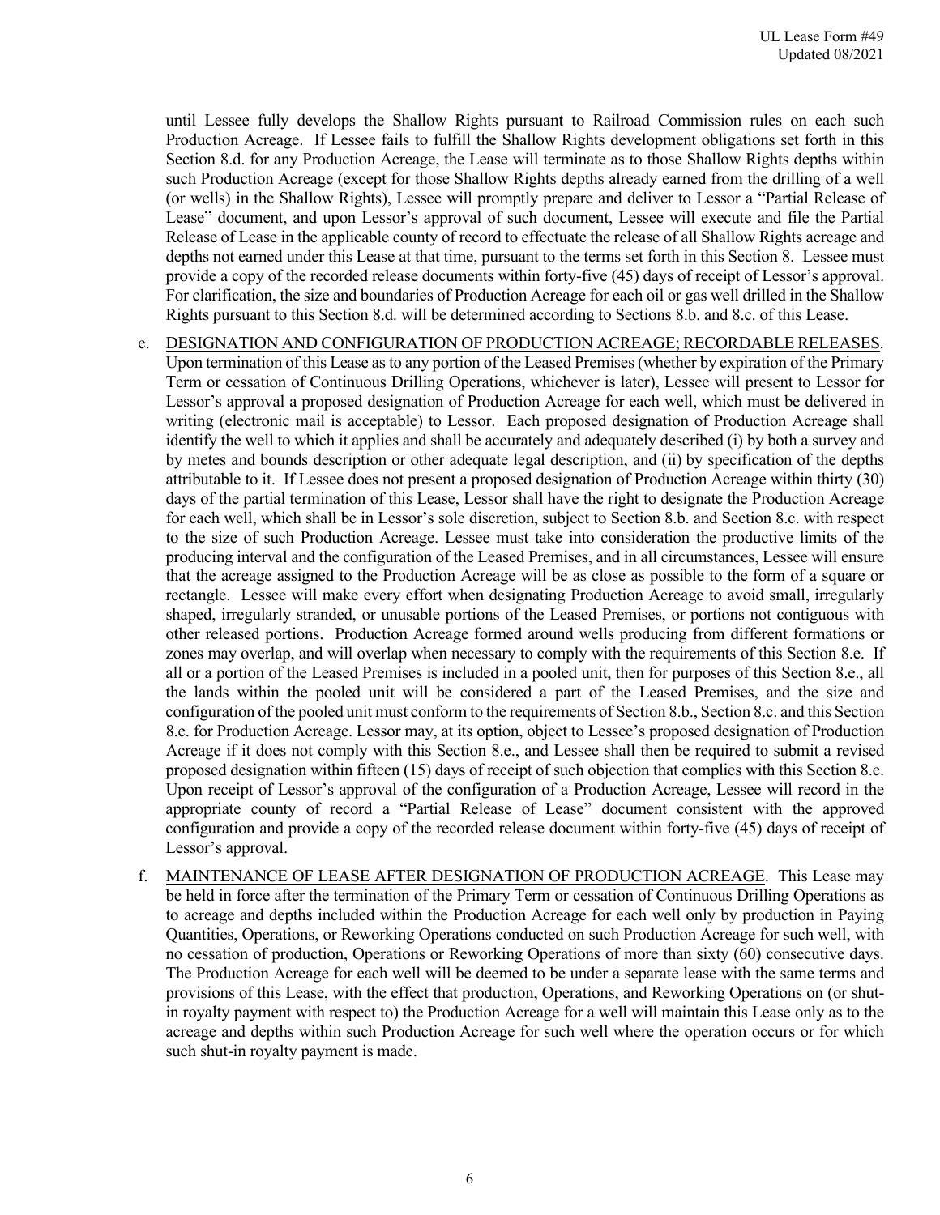until Lessee fully develops the Shallow Rights pursuant to Railroad Commission rules on each such Production Acreage. If Lessee fails to fulfill the Shallow Rights development obligations set forth in this Section 8.d. for any Production Acreage, the Lease will terminate as to those Shallow Rights depths within such Production Acreage (except for those Shallow Rights depths already earned from the drilling of a well (or wells) in the Shallow Rights), Lessee will promptly prepare and deliver to Lessor a "Partial Release of Lease" document, and upon Lessor's approval of such document, Lessee will execute and file the Partial Release of Lease in the applicable county of record to effectuate the release of all Shallow Rights acreage and depths not earned under this Lease at that time, pursuant to the terms set forth in this Section 8. Lessee must provide a copy of the recorded release documents within forty-five (45) days of receipt of Lessor's approval. For clarification, the size and boundaries of Production Acreage for each oil or gas well drilled in the Shallow Rights pursuant to this Section 8.d. will be determined according to Sections 8.b. and 8.c. of this Lease.

e. <u>DESIGNATION AND CONFIGURATION OF PRODUCTION ACREAGE; RECORDABLE RELEASES</u>. Upon termination of this Lease as to any portion of the Leased Premises (whether by expiration of the Primary Term or cessation of Continuous Drilling Operations, whichever is later), Lessee will present to Lessor for Lessor's approval a proposed designation of Production Acreage for each well, which must be delivered in writing (electronic mail is acceptable) to Lessor. Each proposed designation of Production Acreage shall identify the well to which it applies and shall be accurately and adequately described (i) by both a survey and by metes and bounds description or other adequate legal description, and (ii) by specification of the depths attributable to it. If Lessee does not present a proposed designation of Production Acreage within thirty (30) days of the partial termination of this Lease, Lessor shall have the right to designate the Production Acreage for each well, which shall be in Lessor's sole discretion, subject to Section 8.b. and Section 8.c. with respect to the size of such Production Acreage. Lessee must take into consideration the productive limits of the producing interval and the configuration of the Leased Premises, and in all circumstances, Lessee will ensure that the acreage assigned to the Production Acreage will be as close as possible to the form of a square or rectangle. Lessee will make every effort when designating Production Acreage to avoid small, irregularly shaped, irregularly stranded, or unusable portions of the Leased Premises, or portions not contiguous with other released portions. Production Acreage formed around wells producing from different formations or zones may overlap, and will overlap when necessary to comply with the requirements of this Section 8.e. If all or a portion of the Leased Premises is included in a pooled unit, then for purposes of this Section 8.e., all the lands within the pooled unit will be considered a part of the Leased Premises, and the size and configuration of the pooled unit must conform to the requirements of Section 8.b., Section 8.c. and this Section 8.e. for Production Acreage. Lessor may, at its option, object to Lessee's proposed designation of Production Acreage if it does not comply with this Section 8.e., and Lessee shall then be required to submit a revised proposed designation within fifteen (15) days of receipt of such objection that complies with this Section 8.e. Upon receipt of Lessor's approval of the configuration of a Production Acreage, Lessee will record in the appropriate county of record a "Partial Release of Lease" document consistent with the approved configuration and provide a copy of the recorded release document within forty-five (45) days of receipt of Lessor's approval.

f. <u>MAINTENANCE OF LEASE AFTER DESIGNATION OF PRODUCTION ACREAGE</u>. This Lease may be held in force after the termination of the Primary Term or cessation of Continuous Drilling Operations as to acreage and depths included within the Production Acreage for each well only by production in Paying Quantities, Operations, or Reworking Operations conducted on such Production Acreage for such well, with no cessation of production, Operations or Reworking Operations of more than sixty (60) consecutive days. The Production Acreage for each well will be deemed to be under a separate lease with the same terms and provisions of this Lease, with the effect that production, Operations, and Reworking Operations on (or shut-in royalty payment with respect to) the Production Acreage for a well will maintain this Lease only as to the acreage and depths within such Production Acreage for such well where the operation occurs or for which such shut-in royalty payment is made.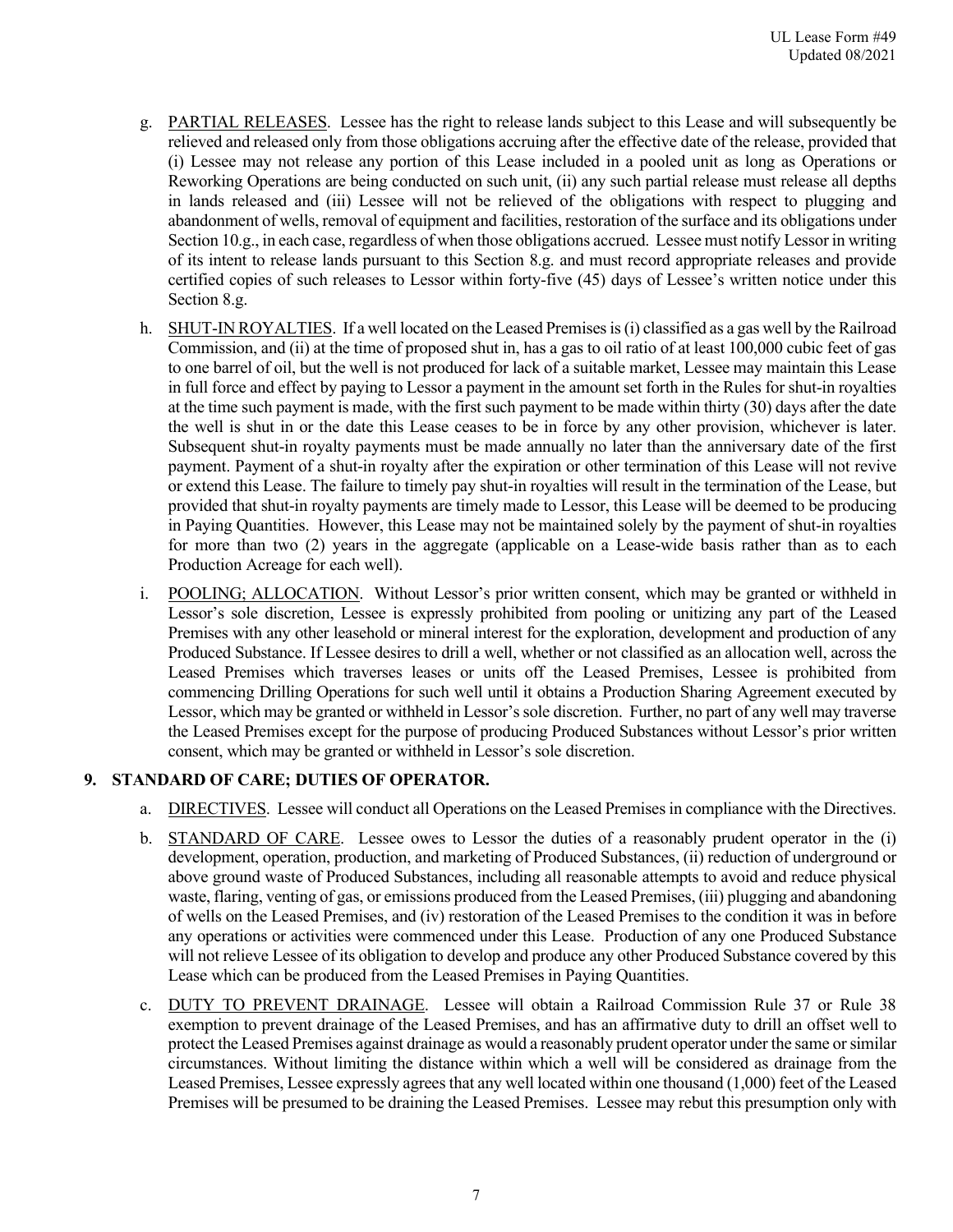g. PARTIAL RELEASES. Lessee has the right to release lands subject to this Lease and will subsequently be relieved and released only from those obligations accruing after the effective date of the release, provided that (i) Lessee may not release any portion of this Lease included in a pooled unit as long as Operations or Reworking Operations are being conducted on such unit, (ii) any such partial release must release all depths in lands released and (iii) Lessee will not be relieved of the obligations with respect to plugging and abandonment of wells, removal of equipment and facilities, restoration of the surface and its obligations under Section 10.g., in each case, regardless of when those obligations accrued. Lessee must notify Lessor in writing of its intent to release lands pursuant to this Section 8.g. and must record appropriate releases and provide certified copies of such releases to Lessor within forty-five (45) days of Lessee's written notice under this Section 8.g.

h. SHUT-IN ROYALTIES. If a well located on the Leased Premises is (i) classified as a gas well by the Railroad Commission, and (ii) at the time of proposed shut in, has a gas to oil ratio of at least 100,000 cubic feet of gas to one barrel of oil, but the well is not produced for lack of a suitable market, Lessee may maintain this Lease in full force and effect by paying to Lessor a payment in the amount set forth in the Rules for shut-in royalties at the time such payment is made, with the first such payment to be made within thirty (30) days after the date the well is shut in or the date this Lease ceases to be in force by any other provision, whichever is later. Subsequent shut-in royalty payments must be made annually no later than the anniversary date of the first payment. Payment of a shut-in royalty after the expiration or other termination of this Lease will not revive or extend this Lease. The failure to timely pay shut-in royalties will result in the termination of the Lease, but provided that shut-in royalty payments are timely made to Lessor, this Lease will be deemed to be producing in Paying Quantities. However, this Lease may not be maintained solely by the payment of shut-in royalties for more than two (2) years in the aggregate (applicable on a Lease-wide basis rather than as to each Production Acreage for each well).

i. POOLING; ALLOCATION. Without Lessor's prior written consent, which may be granted or withheld in Lessor's sole discretion, Lessee is expressly prohibited from pooling or unitizing any part of the Leased Premises with any other leasehold or mineral interest for the exploration, development and production of any Produced Substance. If Lessee desires to drill a well, whether or not classified as an allocation well, across the Leased Premises which traverses leases or units off the Leased Premises, Lessee is prohibited from commencing Drilling Operations for such well until it obtains a Production Sharing Agreement executed by Lessor, which may be granted or withheld in Lessor's sole discretion. Further, no part of any well may traverse the Leased Premises except for the purpose of producing Produced Substances without Lessor's prior written consent, which may be granted or withheld in Lessor's sole discretion.

## 9. STANDARD OF CARE; DUTIES OF OPERATOR.

a. DIRECTIVES. Lessee will conduct all Operations on the Leased Premises in compliance with the Directives.

b. STANDARD OF CARE. Lessee owes to Lessor the duties of a reasonably prudent operator in the (i) development, operation, production, and marketing of Produced Substances, (ii) reduction of underground or above ground waste of Produced Substances, including all reasonable attempts to avoid and reduce physical waste, flaring, venting of gas, or emissions produced from the Leased Premises, (iii) plugging and abandoning of wells on the Leased Premises, and (iv) restoration of the Leased Premises to the condition it was in before any operations or activities were commenced under this Lease. Production of any one Produced Substance will not relieve Lessee of its obligation to develop and produce any other Produced Substance covered by this Lease which can be produced from the Leased Premises in Paying Quantities.

c. DUTY TO PREVENT DRAINAGE. Lessee will obtain a Railroad Commission Rule 37 or Rule 38 exemption to prevent drainage of the Leased Premises, and has an affirmative duty to drill an offset well to protect the Leased Premises against drainage as would a reasonably prudent operator under the same or similar circumstances. Without limiting the distance within which a well will be considered as drainage from the Leased Premises, Lessee expressly agrees that any well located within one thousand (1,000) feet of the Leased Premises will be presumed to be draining the Leased Premises. Lessee may rebut this presumption only with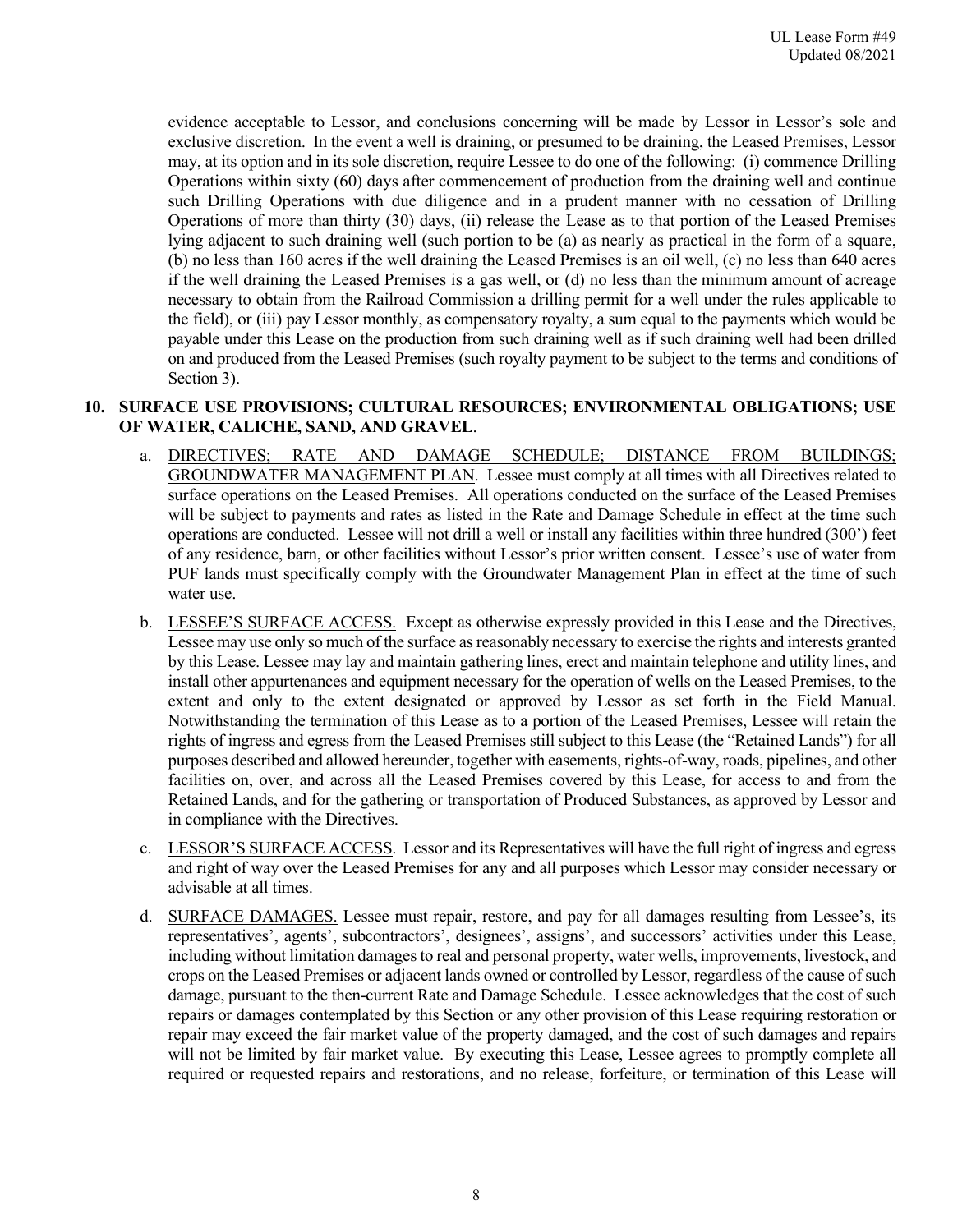evidence acceptable to Lessor, and conclusions concerning will be made by Lessor in Lessor's sole and exclusive discretion. In the event a well is draining, or presumed to be draining, the Leased Premises, Lessor may, at its option and in its sole discretion, require Lessee to do one of the following: (i) commence Drilling Operations within sixty (60) days after commencement of production from the draining well and continue such Drilling Operations with due diligence and in a prudent manner with no cessation of Drilling Operations of more than thirty (30) days, (ii) release the Lease as to that portion of the Leased Premises lying adjacent to such draining well (such portion to be (a) as nearly as practical in the form of a square, (b) no less than 160 acres if the well draining the Leased Premises is an oil well, (c) no less than 640 acres if the well draining the Leased Premises is a gas well, or (d) no less than the minimum amount of acreage necessary to obtain from the Railroad Commission a drilling permit for a well under the rules applicable to the field), or (iii) pay Lessor monthly, as compensatory royalty, a sum equal to the payments which would be payable under this Lease on the production from such draining well as if such draining well had been drilled on and produced from the Leased Premises (such royalty payment to be subject to the terms and conditions of Section 3).

**10. SURFACE USE PROVISIONS; CULTURAL RESOURCES; ENVIRONMENTAL OBLIGATIONS; USE OF WATER, CALICHE, SAND, AND GRAVEL**.

a. DIRECTIVES; RATE AND DAMAGE SCHEDULE; DISTANCE FROM BUILDINGS; GROUNDWATER MANAGEMENT PLAN. Lessee must comply at all times with all Directives related to surface operations on the Leased Premises. All operations conducted on the surface of the Leased Premises will be subject to payments and rates as listed in the Rate and Damage Schedule in effect at the time such operations are conducted. Lessee will not drill a well or install any facilities within three hundred (300') feet of any residence, barn, or other facilities without Lessor's prior written consent. Lessee's use of water from PUF lands must specifically comply with the Groundwater Management Plan in effect at the time of such water use.

b. LESSEE'S SURFACE ACCESS. Except as otherwise expressly provided in this Lease and the Directives, Lessee may use only so much of the surface as reasonably necessary to exercise the rights and interests granted by this Lease. Lessee may lay and maintain gathering lines, erect and maintain telephone and utility lines, and install other appurtenances and equipment necessary for the operation of wells on the Leased Premises, to the extent and only to the extent designated or approved by Lessor as set forth in the Field Manual. Notwithstanding the termination of this Lease as to a portion of the Leased Premises, Lessee will retain the rights of ingress and egress from the Leased Premises still subject to this Lease (the "Retained Lands") for all purposes described and allowed hereunder, together with easements, rights-of-way, roads, pipelines, and other facilities on, over, and across all the Leased Premises covered by this Lease, for access to and from the Retained Lands, and for the gathering or transportation of Produced Substances, as approved by Lessor and in compliance with the Directives.

c. LESSOR'S SURFACE ACCESS. Lessor and its Representatives will have the full right of ingress and egress and right of way over the Leased Premises for any and all purposes which Lessor may consider necessary or advisable at all times.

d. SURFACE DAMAGES. Lessee must repair, restore, and pay for all damages resulting from Lessee's, its representatives', agents', subcontractors', designees', assigns', and successors' activities under this Lease, including without limitation damages to real and personal property, water wells, improvements, livestock, and crops on the Leased Premises or adjacent lands owned or controlled by Lessor, regardless of the cause of such damage, pursuant to the then-current Rate and Damage Schedule. Lessee acknowledges that the cost of such repairs or damages contemplated by this Section or any other provision of this Lease requiring restoration or repair may exceed the fair market value of the property damaged, and the cost of such damages and repairs will not be limited by fair market value. By executing this Lease, Lessee agrees to promptly complete all required or requested repairs and restorations, and no release, forfeiture, or termination of this Lease will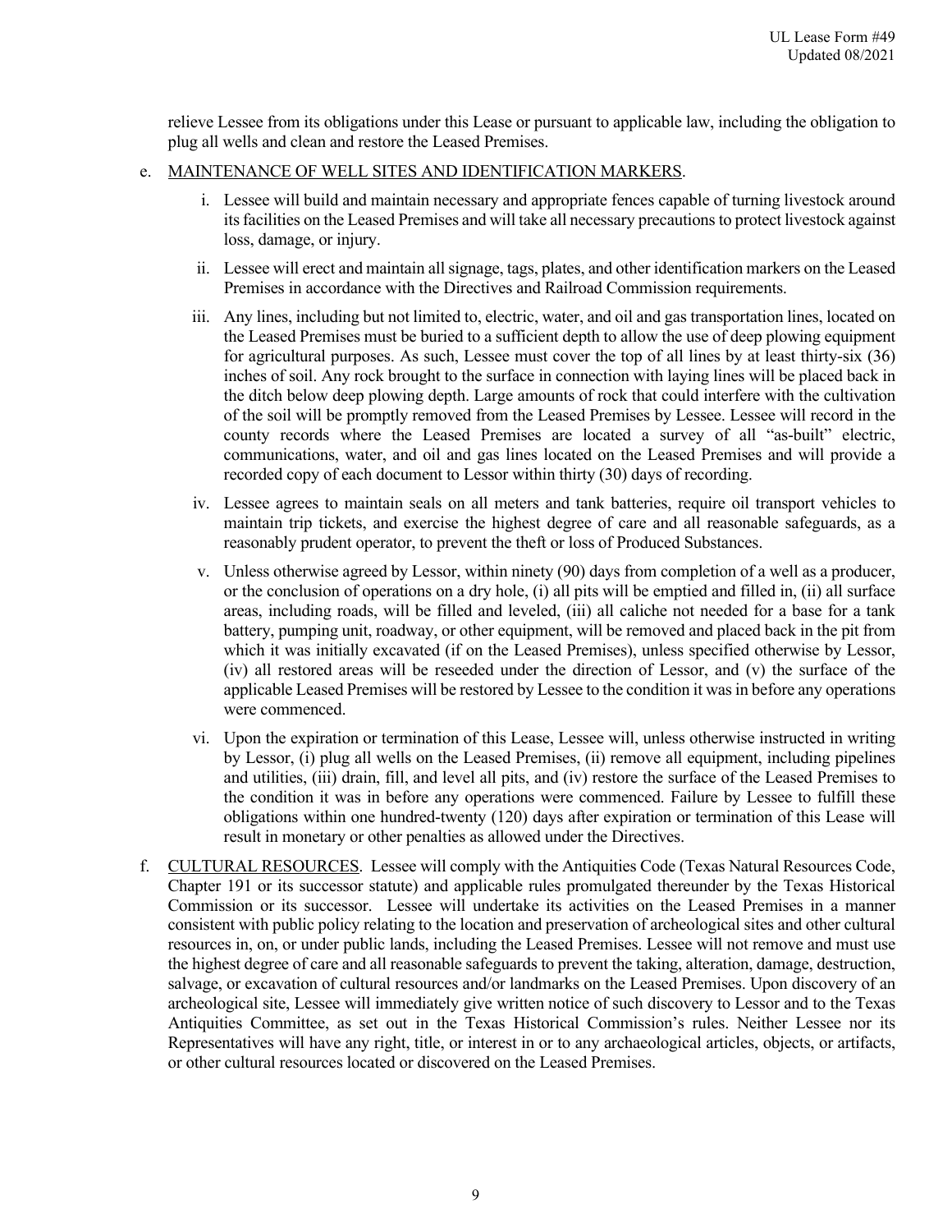relieve Lessee from its obligations under this Lease or pursuant to applicable law, including the obligation to plug all wells and clean and restore the Leased Premises.

e. <u>MAINTENANCE OF WELL SITES AND IDENTIFICATION MARKERS</u>.

   i. Lessee will build and maintain necessary and appropriate fences capable of turning livestock around its facilities on the Leased Premises and will take all necessary precautions to protect livestock against loss, damage, or injury.

   ii. Lessee will erect and maintain all signage, tags, plates, and other identification markers on the Leased Premises in accordance with the Directives and Railroad Commission requirements.

   iii. Any lines, including but not limited to, electric, water, and oil and gas transportation lines, located on the Leased Premises must be buried to a sufficient depth to allow the use of deep plowing equipment for agricultural purposes. As such, Lessee must cover the top of all lines by at least thirty-six (36) inches of soil. Any rock brought to the surface in connection with laying lines will be placed back in the ditch below deep plowing depth. Large amounts of rock that could interfere with the cultivation of the soil will be promptly removed from the Leased Premises by Lessee. Lessee will record in the county records where the Leased Premises are located a survey of all "as-built" electric, communications, water, and oil and gas lines located on the Leased Premises and will provide a recorded copy of each document to Lessor within thirty (30) days of recording.

   iv. Lessee agrees to maintain seals on all meters and tank batteries, require oil transport vehicles to maintain trip tickets, and exercise the highest degree of care and all reasonable safeguards, as a reasonably prudent operator, to prevent the theft or loss of Produced Substances.

   v. Unless otherwise agreed by Lessor, within ninety (90) days from completion of a well as a producer, or the conclusion of operations on a dry hole, (i) all pits will be emptied and filled in, (ii) all surface areas, including roads, will be filled and leveled, (iii) all caliche not needed for a base for a tank battery, pumping unit, roadway, or other equipment, will be removed and placed back in the pit from which it was initially excavated (if on the Leased Premises), unless specified otherwise by Lessor, (iv) all restored areas will be reseeded under the direction of Lessor, and (v) the surface of the applicable Leased Premises will be restored by Lessee to the condition it was in before any operations were commenced.

   vi. Upon the expiration or termination of this Lease, Lessee will, unless otherwise instructed in writing by Lessor, (i) plug all wells on the Leased Premises, (ii) remove all equipment, including pipelines and utilities, (iii) drain, fill, and level all pits, and (iv) restore the surface of the Leased Premises to the condition it was in before any operations were commenced. Failure by Lessee to fulfill these obligations within one hundred-twenty (120) days after expiration or termination of this Lease will result in monetary or other penalties as allowed under the Directives.

f. <u>CULTURAL RESOURCES</u>. Lessee will comply with the Antiquities Code (Texas Natural Resources Code, Chapter 191 or its successor statute) and applicable rules promulgated thereunder by the Texas Historical Commission or its successor. Lessee will undertake its activities on the Leased Premises in a manner consistent with public policy relating to the location and preservation of archeological sites and other cultural resources in, on, or under public lands, including the Leased Premises. Lessee will not remove and must use the highest degree of care and all reasonable safeguards to prevent the taking, alteration, damage, destruction, salvage, or excavation of cultural resources and/or landmarks on the Leased Premises. Upon discovery of an archeological site, Lessee will immediately give written notice of such discovery to Lessor and to the Texas Antiquities Committee, as set out in the Texas Historical Commission's rules. Neither Lessee nor its Representatives will have any right, title, or interest in or to any archaeological articles, objects, or artifacts, or other cultural resources located or discovered on the Leased Premises.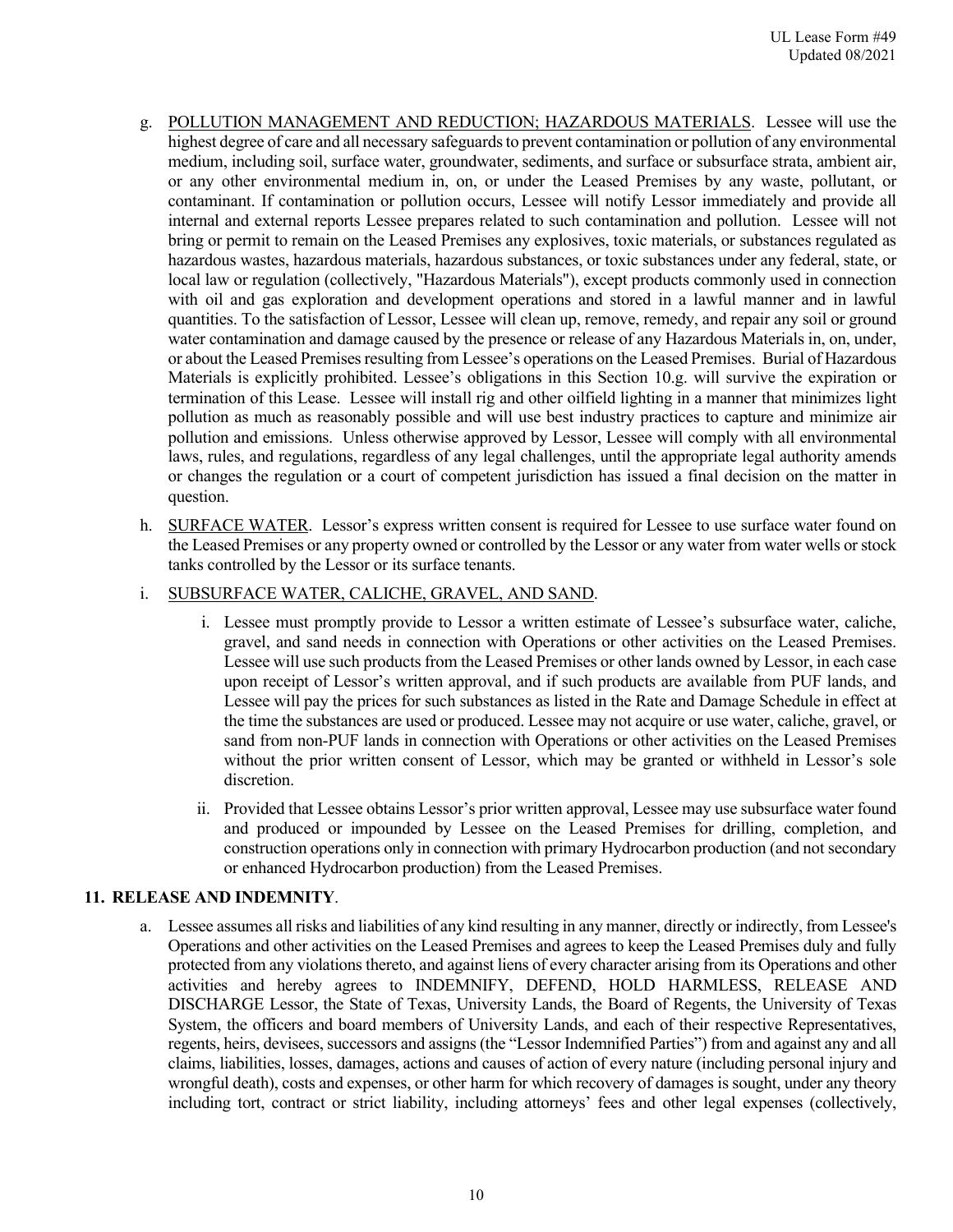g. <u>POLLUTION MANAGEMENT AND REDUCTION; HAZARDOUS MATERIALS</u>. Lessee will use the highest degree of care and all necessary safeguards to prevent contamination or pollution of any environmental medium, including soil, surface water, groundwater, sediments, and surface or subsurface strata, ambient air, or any other environmental medium in, on, or under the Leased Premises by any waste, pollutant, or contaminant. If contamination or pollution occurs, Lessee will notify Lessor immediately and provide all internal and external reports Lessee prepares related to such contamination and pollution. Lessee will not bring or permit to remain on the Leased Premises any explosives, toxic materials, or substances regulated as hazardous wastes, hazardous materials, hazardous substances, or toxic substances under any federal, state, or local law or regulation (collectively, "Hazardous Materials"), except products commonly used in connection with oil and gas exploration and development operations and stored in a lawful manner and in lawful quantities. To the satisfaction of Lessor, Lessee will clean up, remove, remedy, and repair any soil or ground water contamination and damage caused by the presence or release of any Hazardous Materials in, on, under, or about the Leased Premises resulting from Lessee's operations on the Leased Premises. Burial of Hazardous Materials is explicitly prohibited. Lessee's obligations in this Section 10.g. will survive the expiration or termination of this Lease. Lessee will install rig and other oilfield lighting in a manner that minimizes light pollution as much as reasonably possible and will use best industry practices to capture and minimize air pollution and emissions. Unless otherwise approved by Lessor, Lessee will comply with all environmental laws, rules, and regulations, regardless of any legal challenges, until the appropriate legal authority amends or changes the regulation or a court of competent jurisdiction has issued a final decision on the matter in question.

h. <u>SURFACE WATER</u>. Lessor's express written consent is required for Lessee to use surface water found on the Leased Premises or any property owned or controlled by the Lessor or any water from water wells or stock tanks controlled by the Lessor or its surface tenants.

i. <u>SUBSURFACE WATER, CALICHE, GRAVEL, AND SAND</u>.

   i. Lessee must promptly provide to Lessor a written estimate of Lessee's subsurface water, caliche, gravel, and sand needs in connection with Operations or other activities on the Leased Premises. Lessee will use such products from the Leased Premises or other lands owned by Lessor, in each case upon receipt of Lessor's written approval, and if such products are available from PUF lands, and Lessee will pay the prices for such substances as listed in the Rate and Damage Schedule in effect at the time the substances are used or produced. Lessee may not acquire or use water, caliche, gravel, or sand from non-PUF lands in connection with Operations or other activities on the Leased Premises without the prior written consent of Lessor, which may be granted or withheld in Lessor's sole discretion.

   ii. Provided that Lessee obtains Lessor's prior written approval, Lessee may use subsurface water found and produced or impounded by Lessee on the Leased Premises for drilling, completion, and construction operations only in connection with primary Hydrocarbon production (and not secondary or enhanced Hydrocarbon production) from the Leased Premises.

## 11. RELEASE AND INDEMNITY.

a. Lessee assumes all risks and liabilities of any kind resulting in any manner, directly or indirectly, from Lessee's Operations and other activities on the Leased Premises and agrees to keep the Leased Premises duly and fully protected from any violations thereto, and against liens of every character arising from its Operations and other activities and hereby agrees to INDEMNIFY, DEFEND, HOLD HARMLESS, RELEASE AND DISCHARGE Lessor, the State of Texas, University Lands, the Board of Regents, the University of Texas System, the officers and board members of University Lands, and each of their respective Representatives, regents, heirs, devisees, successors and assigns (the "Lessor Indemnified Parties") from and against any and all claims, liabilities, losses, damages, actions and causes of action of every nature (including personal injury and wrongful death), costs and expenses, or other harm for which recovery of damages is sought, under any theory including tort, contract or strict liability, including attorneys' fees and other legal expenses (collectively,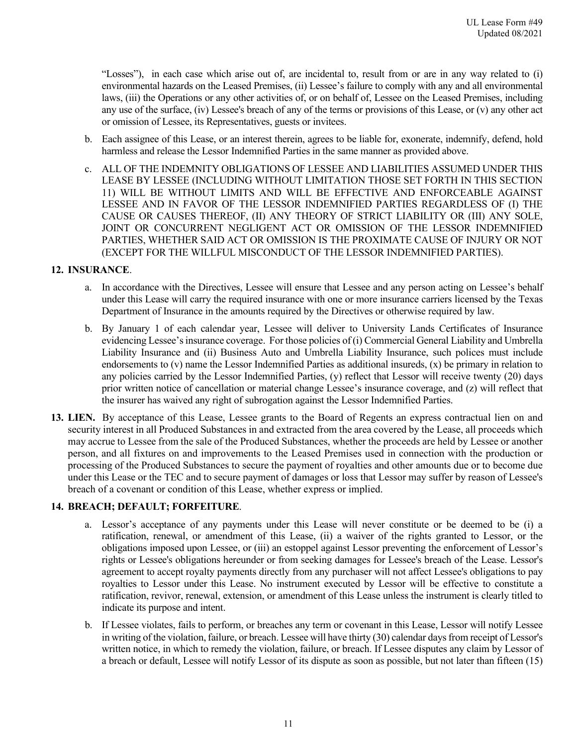"Losses"), in each case which arise out of, are incidental to, result from or are in any way related to (i) environmental hazards on the Leased Premises, (ii) Lessee's failure to comply with any and all environmental laws, (iii) the Operations or any other activities of, or on behalf of, Lessee on the Leased Premises, including any use of the surface, (iv) Lessee's breach of any of the terms or provisions of this Lease, or (v) any other act or omission of Lessee, its Representatives, guests or invitees.

b. Each assignee of this Lease, or an interest therein, agrees to be liable for, exonerate, indemnify, defend, hold harmless and release the Lessor Indemnified Parties in the same manner as provided above.

c. ALL OF THE INDEMNITY OBLIGATIONS OF LESSEE AND LIABILITIES ASSUMED UNDER THIS LEASE BY LESSEE (INCLUDING WITHOUT LIMITATION THOSE SET FORTH IN THIS SECTION 11) WILL BE WITHOUT LIMITS AND WILL BE EFFECTIVE AND ENFORCEABLE AGAINST LESSEE AND IN FAVOR OF THE LESSOR INDEMNIFIED PARTIES REGARDLESS OF (I) THE CAUSE OR CAUSES THEREOF, (II) ANY THEORY OF STRICT LIABILITY OR (III) ANY SOLE, JOINT OR CONCURRENT NEGLIGENT ACT OR OMISSION OF THE LESSOR INDEMNIFIED PARTIES, WHETHER SAID ACT OR OMISSION IS THE PROXIMATE CAUSE OF INJURY OR NOT (EXCEPT FOR THE WILLFUL MISCONDUCT OF THE LESSOR INDEMNIFIED PARTIES).

**12. INSURANCE**.

a. In accordance with the Directives, Lessee will ensure that Lessee and any person acting on Lessee's behalf under this Lease will carry the required insurance with one or more insurance carriers licensed by the Texas Department of Insurance in the amounts required by the Directives or otherwise required by law.

b. By January 1 of each calendar year, Lessee will deliver to University Lands Certificates of Insurance evidencing Lessee's insurance coverage. For those policies of (i) Commercial General Liability and Umbrella Liability Insurance and (ii) Business Auto and Umbrella Liability Insurance, such polices must include endorsements to (v) name the Lessor Indemnified Parties as additional insureds, (x) be primary in relation to any policies carried by the Lessor Indemnified Parties, (y) reflect that Lessor will receive twenty (20) days prior written notice of cancellation or material change Lessee's insurance coverage, and (z) will reflect that the insurer has waived any right of subrogation against the Lessor Indemnified Parties.

**13. LIEN.** By acceptance of this Lease, Lessee grants to the Board of Regents an express contractual lien on and security interest in all Produced Substances in and extracted from the area covered by the Lease, all proceeds which may accrue to Lessee from the sale of the Produced Substances, whether the proceeds are held by Lessee or another person, and all fixtures on and improvements to the Leased Premises used in connection with the production or processing of the Produced Substances to secure the payment of royalties and other amounts due or to become due under this Lease or the TEC and to secure payment of damages or loss that Lessor may suffer by reason of Lessee's breach of a covenant or condition of this Lease, whether express or implied.

**14. BREACH; DEFAULT; FORFEITURE**.

a. Lessor's acceptance of any payments under this Lease will never constitute or be deemed to be (i) a ratification, renewal, or amendment of this Lease, (ii) a waiver of the rights granted to Lessor, or the obligations imposed upon Lessee, or (iii) an estoppel against Lessor preventing the enforcement of Lessor's rights or Lessee's obligations hereunder or from seeking damages for Lessee's breach of the Lease. Lessor's agreement to accept royalty payments directly from any purchaser will not affect Lessee's obligations to pay royalties to Lessor under this Lease. No instrument executed by Lessor will be effective to constitute a ratification, revivor, renewal, extension, or amendment of this Lease unless the instrument is clearly titled to indicate its purpose and intent.

b. If Lessee violates, fails to perform, or breaches any term or covenant in this Lease, Lessor will notify Lessee in writing of the violation, failure, or breach. Lessee will have thirty (30) calendar days from receipt of Lessor's written notice, in which to remedy the violation, failure, or breach. If Lessee disputes any claim by Lessor of a breach or default, Lessee will notify Lessor of its dispute as soon as possible, but not later than fifteen (15)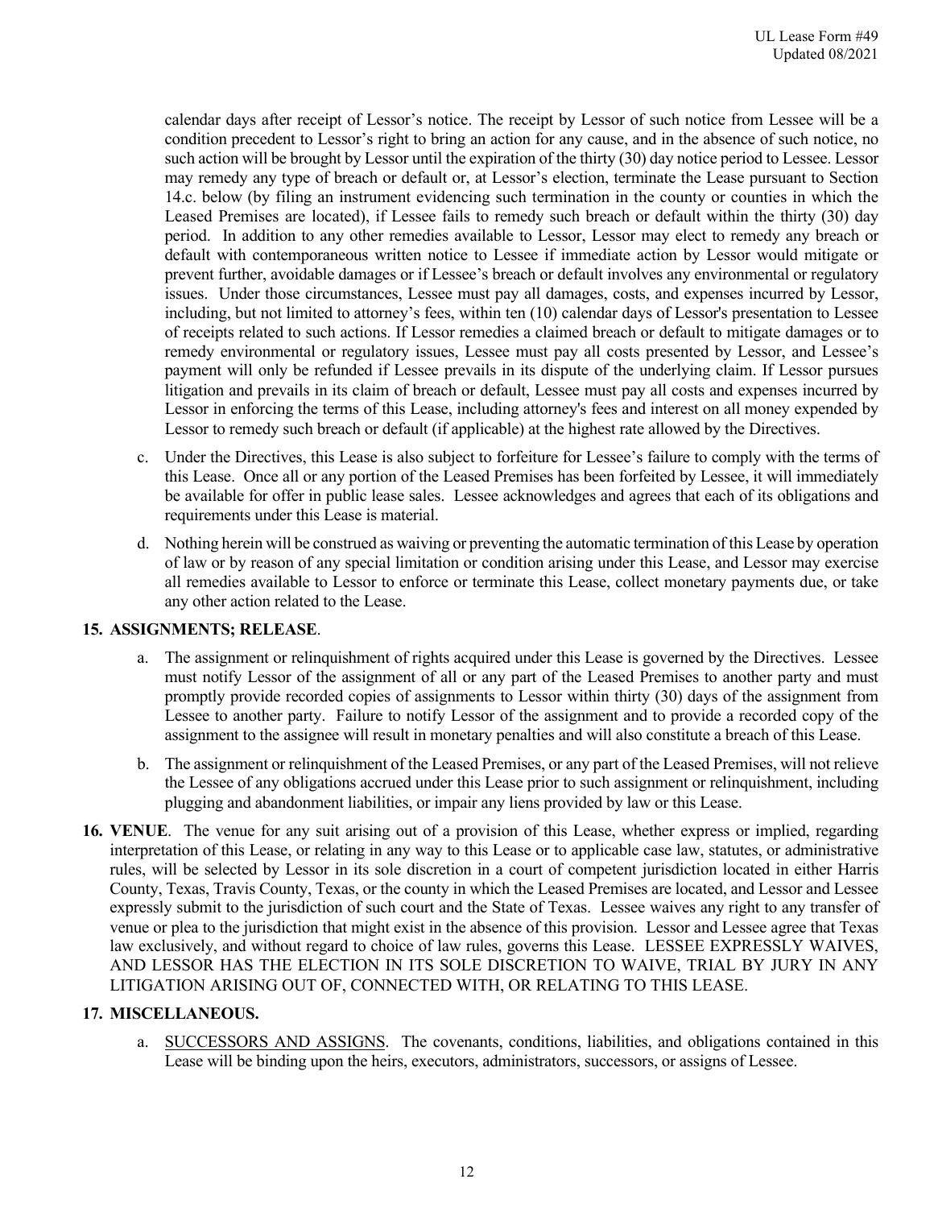calendar days after receipt of Lessor's notice. The receipt by Lessor of such notice from Lessee will be a condition precedent to Lessor's right to bring an action for any cause, and in the absence of such notice, no such action will be brought by Lessor until the expiration of the thirty (30) day notice period to Lessee. Lessor may remedy any type of breach or default or, at Lessor's election, terminate the Lease pursuant to Section 14.c. below (by filing an instrument evidencing such termination in the county or counties in which the Leased Premises are located), if Lessee fails to remedy such breach or default within the thirty (30) day period. In addition to any other remedies available to Lessor, Lessor may elect to remedy any breach or default with contemporaneous written notice to Lessee if immediate action by Lessor would mitigate or prevent further, avoidable damages or if Lessee's breach or default involves any environmental or regulatory issues. Under those circumstances, Lessee must pay all damages, costs, and expenses incurred by Lessor, including, but not limited to attorney's fees, within ten (10) calendar days of Lessor's presentation to Lessee of receipts related to such actions. If Lessor remedies a claimed breach or default to mitigate damages or to remedy environmental or regulatory issues, Lessee must pay all costs presented by Lessor, and Lessee's payment will only be refunded if Lessee prevails in its dispute of the underlying claim. If Lessor pursues litigation and prevails in its claim of breach or default, Lessee must pay all costs and expenses incurred by Lessor in enforcing the terms of this Lease, including attorney's fees and interest on all money expended by Lessor to remedy such breach or default (if applicable) at the highest rate allowed by the Directives.

c. Under the Directives, this Lease is also subject to forfeiture for Lessee's failure to comply with the terms of this Lease. Once all or any portion of the Leased Premises has been forfeited by Lessee, it will immediately be available for offer in public lease sales. Lessee acknowledges and agrees that each of its obligations and requirements under this Lease is material.

d. Nothing herein will be construed as waiving or preventing the automatic termination of this Lease by operation of law or by reason of any special limitation or condition arising under this Lease, and Lessor may exercise all remedies available to Lessor to enforce or terminate this Lease, collect monetary payments due, or take any other action related to the Lease.

**15. ASSIGNMENTS; RELEASE**.

a. The assignment or relinquishment of rights acquired under this Lease is governed by the Directives. Lessee must notify Lessor of the assignment of all or any part of the Leased Premises to another party and must promptly provide recorded copies of assignments to Lessor within thirty (30) days of the assignment from Lessee to another party. Failure to notify Lessor of the assignment and to provide a recorded copy of the assignment to the assignee will result in monetary penalties and will also constitute a breach of this Lease.

b. The assignment or relinquishment of the Leased Premises, or any part of the Leased Premises, will not relieve the Lessee of any obligations accrued under this Lease prior to such assignment or relinquishment, including plugging and abandonment liabilities, or impair any liens provided by law or this Lease.

**16. VENUE**. The venue for any suit arising out of a provision of this Lease, whether express or implied, regarding interpretation of this Lease, or relating in any way to this Lease or to applicable case law, statutes, or administrative rules, will be selected by Lessor in its sole discretion in a court of competent jurisdiction located in either Harris County, Texas, Travis County, Texas, or the county in which the Leased Premises are located, and Lessor and Lessee expressly submit to the jurisdiction of such court and the State of Texas. Lessee waives any right to any transfer of venue or plea to the jurisdiction that might exist in the absence of this provision. Lessor and Lessee agree that Texas law exclusively, and without regard to choice of law rules, governs this Lease. LESSEE EXPRESSLY WAIVES, AND LESSOR HAS THE ELECTION IN ITS SOLE DISCRETION TO WAIVE, TRIAL BY JURY IN ANY LITIGATION ARISING OUT OF, CONNECTED WITH, OR RELATING TO THIS LEASE.

**17. MISCELLANEOUS.**

a. SUCCESSORS AND ASSIGNS. The covenants, conditions, liabilities, and obligations contained in this Lease will be binding upon the heirs, executors, administrators, successors, or assigns of Lessee.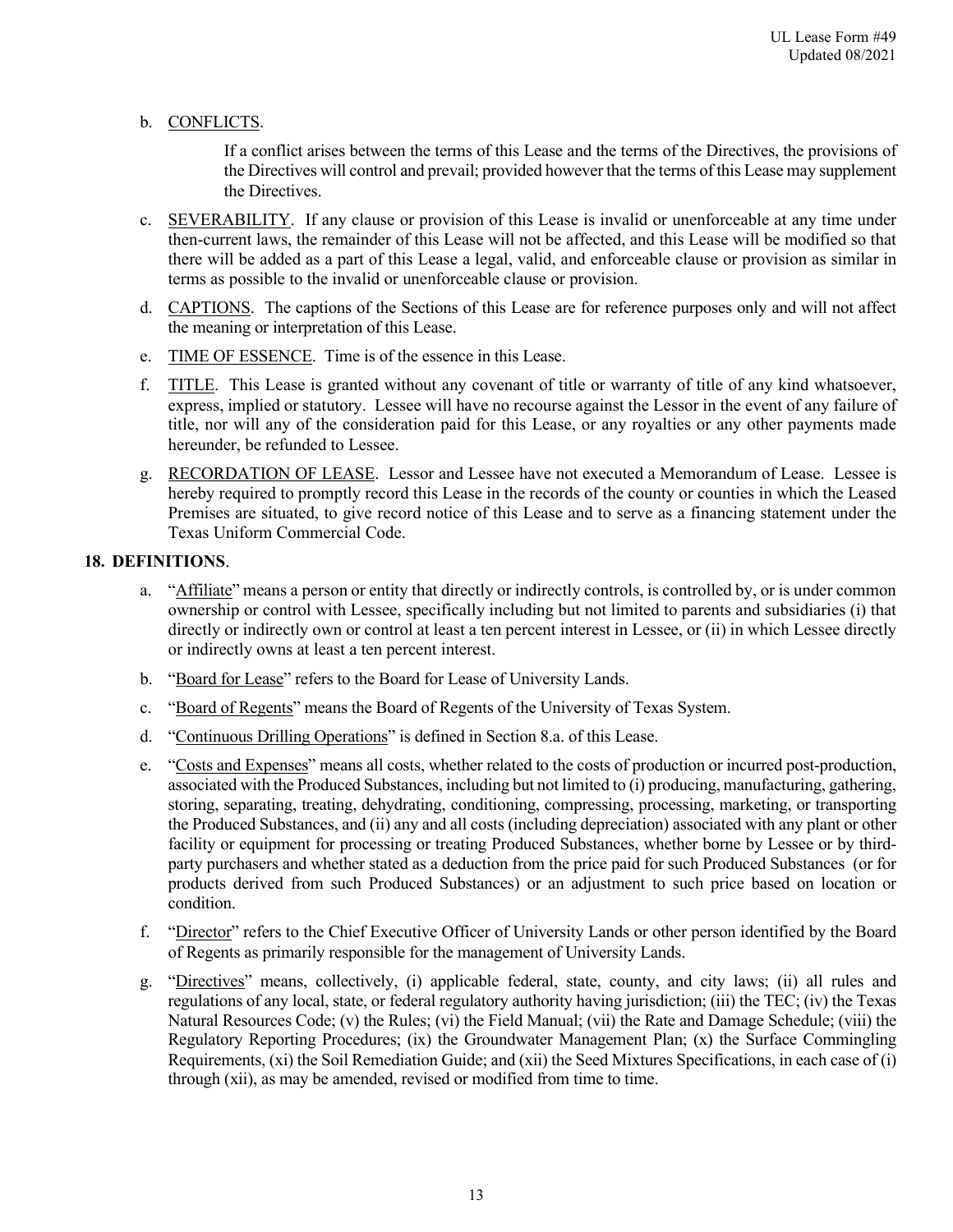b. CONFLICTS.

If a conflict arises between the terms of this Lease and the terms of the Directives, the provisions of the Directives will control and prevail; provided however that the terms of this Lease may supplement the Directives.

c. SEVERABILITY. If any clause or provision of this Lease is invalid or unenforceable at any time under then-current laws, the remainder of this Lease will not be affected, and this Lease will be modified so that there will be added as a part of this Lease a legal, valid, and enforceable clause or provision as similar in terms as possible to the invalid or unenforceable clause or provision.

d. CAPTIONS. The captions of the Sections of this Lease are for reference purposes only and will not affect the meaning or interpretation of this Lease.

e. TIME OF ESSENCE. Time is of the essence in this Lease.

f. TITLE. This Lease is granted without any covenant of title or warranty of title of any kind whatsoever, express, implied or statutory. Lessee will have no recourse against the Lessor in the event of any failure of title, nor will any of the consideration paid for this Lease, or any royalties or any other payments made hereunder, be refunded to Lessee.

g. RECORDATION OF LEASE. Lessor and Lessee have not executed a Memorandum of Lease. Lessee is hereby required to promptly record this Lease in the records of the county or counties in which the Leased Premises are situated, to give record notice of this Lease and to serve as a financing statement under the Texas Uniform Commercial Code.

**18. DEFINITIONS**.

a. "Affiliate" means a person or entity that directly or indirectly controls, is controlled by, or is under common ownership or control with Lessee, specifically including but not limited to parents and subsidiaries (i) that directly or indirectly own or control at least a ten percent interest in Lessee, or (ii) in which Lessee directly or indirectly owns at least a ten percent interest.

b. "Board for Lease" refers to the Board for Lease of University Lands.

c. "Board of Regents" means the Board of Regents of the University of Texas System.

d. "Continuous Drilling Operations" is defined in Section 8.a. of this Lease.

e. "Costs and Expenses" means all costs, whether related to the costs of production or incurred post-production, associated with the Produced Substances, including but not limited to (i) producing, manufacturing, gathering, storing, separating, treating, dehydrating, conditioning, compressing, processing, marketing, or transporting the Produced Substances, and (ii) any and all costs (including depreciation) associated with any plant or other facility or equipment for processing or treating Produced Substances, whether borne by Lessee or by third-party purchasers and whether stated as a deduction from the price paid for such Produced Substances (or for products derived from such Produced Substances) or an adjustment to such price based on location or condition.

f. "Director" refers to the Chief Executive Officer of University Lands or other person identified by the Board of Regents as primarily responsible for the management of University Lands.

g. "Directives" means, collectively, (i) applicable federal, state, county, and city laws; (ii) all rules and regulations of any local, state, or federal regulatory authority having jurisdiction; (iii) the TEC; (iv) the Texas Natural Resources Code; (v) the Rules; (vi) the Field Manual; (vii) the Rate and Damage Schedule; (viii) the Regulatory Reporting Procedures; (ix) the Groundwater Management Plan; (x) the Surface Commingling Requirements, (xi) the Soil Remediation Guide; and (xii) the Seed Mixtures Specifications, in each case of (i) through (xii), as may be amended, revised or modified from time to time.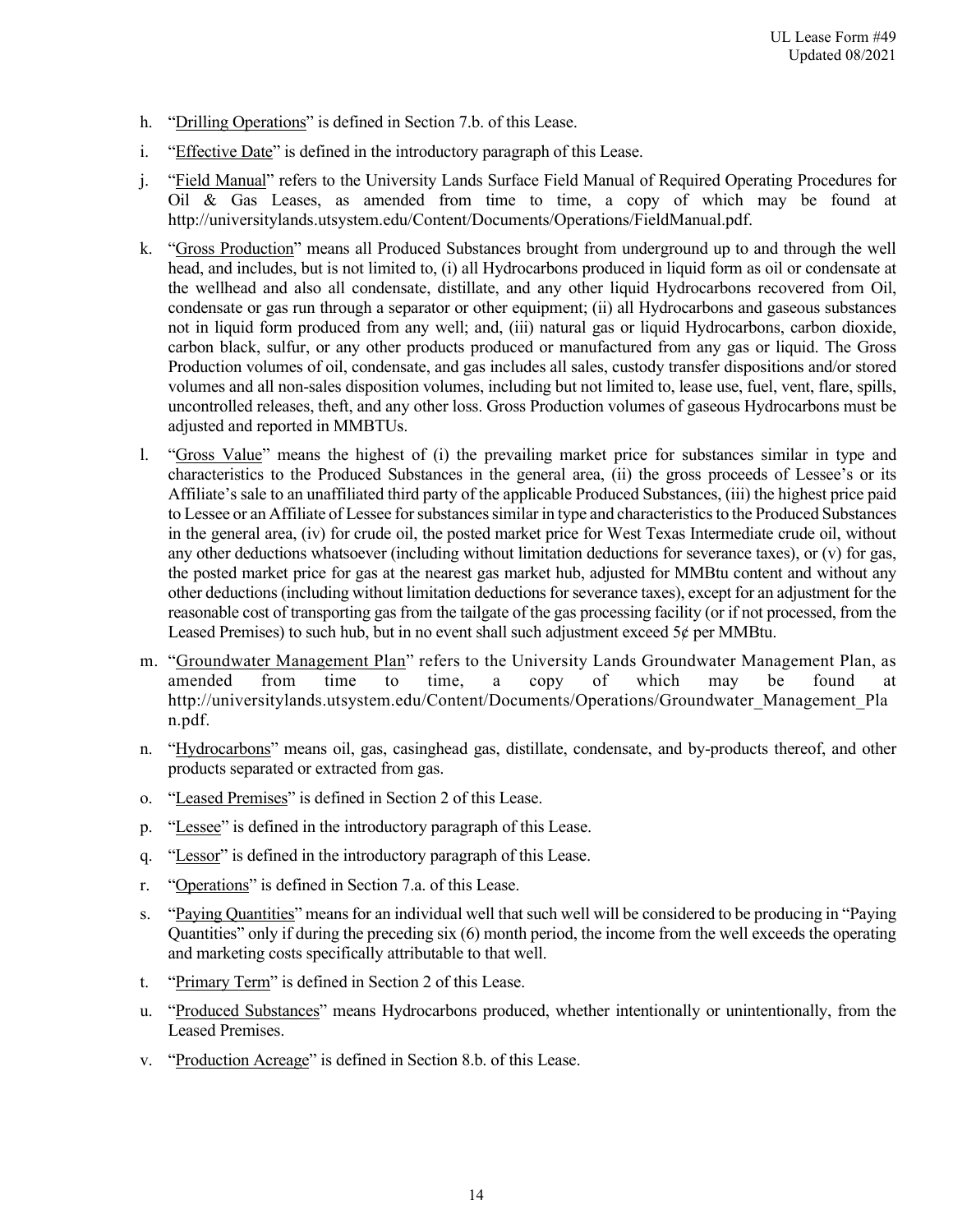h. "Drilling Operations" is defined in Section 7.b. of this Lease.

i. "Effective Date" is defined in the introductory paragraph of this Lease.

j. "Field Manual" refers to the University Lands Surface Field Manual of Required Operating Procedures for Oil & Gas Leases, as amended from time to time, a copy of which may be found at http://universitylands.utsystem.edu/Content/Documents/Operations/FieldManual.pdf.

k. "Gross Production" means all Produced Substances brought from underground up to and through the well head, and includes, but is not limited to, (i) all Hydrocarbons produced in liquid form as oil or condensate at the wellhead and also all condensate, distillate, and any other liquid Hydrocarbons recovered from Oil, condensate or gas run through a separator or other equipment; (ii) all Hydrocarbons and gaseous substances not in liquid form produced from any well; and, (iii) natural gas or liquid Hydrocarbons, carbon dioxide, carbon black, sulfur, or any other products produced or manufactured from any gas or liquid. The Gross Production volumes of oil, condensate, and gas includes all sales, custody transfer dispositions and/or stored volumes and all non-sales disposition volumes, including but not limited to, lease use, fuel, vent, flare, spills, uncontrolled releases, theft, and any other loss. Gross Production volumes of gaseous Hydrocarbons must be adjusted and reported in MMBTUs.

l. "Gross Value" means the highest of (i) the prevailing market price for substances similar in type and characteristics to the Produced Substances in the general area, (ii) the gross proceeds of Lessee's or its Affiliate's sale to an unaffiliated third party of the applicable Produced Substances, (iii) the highest price paid to Lessee or an Affiliate of Lessee for substances similar in type and characteristics to the Produced Substances in the general area, (iv) for crude oil, the posted market price for West Texas Intermediate crude oil, without any other deductions whatsoever (including without limitation deductions for severance taxes), or (v) for gas, the posted market price for gas at the nearest gas market hub, adjusted for MMBtu content and without any other deductions (including without limitation deductions for severance taxes), except for an adjustment for the reasonable cost of transporting gas from the tailgate of the gas processing facility (or if not processed, from the Leased Premises) to such hub, but in no event shall such adjustment exceed 5¢ per MMBtu.

m. "Groundwater Management Plan" refers to the University Lands Groundwater Management Plan, as amended from time to time, a copy of which may be found at http://universitylands.utsystem.edu/Content/Documents/Operations/Groundwater_Management_Plan.pdf.

n. "Hydrocarbons" means oil, gas, casinghead gas, distillate, condensate, and by-products thereof, and other products separated or extracted from gas.

o. "Leased Premises" is defined in Section 2 of this Lease.

p. "Lessee" is defined in the introductory paragraph of this Lease.

q. "Lessor" is defined in the introductory paragraph of this Lease.

r. "Operations" is defined in Section 7.a. of this Lease.

s. "Paying Quantities" means for an individual well that such well will be considered to be producing in "Paying Quantities" only if during the preceding six (6) month period, the income from the well exceeds the operating and marketing costs specifically attributable to that well.

t. "Primary Term" is defined in Section 2 of this Lease.

u. "Produced Substances" means Hydrocarbons produced, whether intentionally or unintentionally, from the Leased Premises.

v. "Production Acreage" is defined in Section 8.b. of this Lease.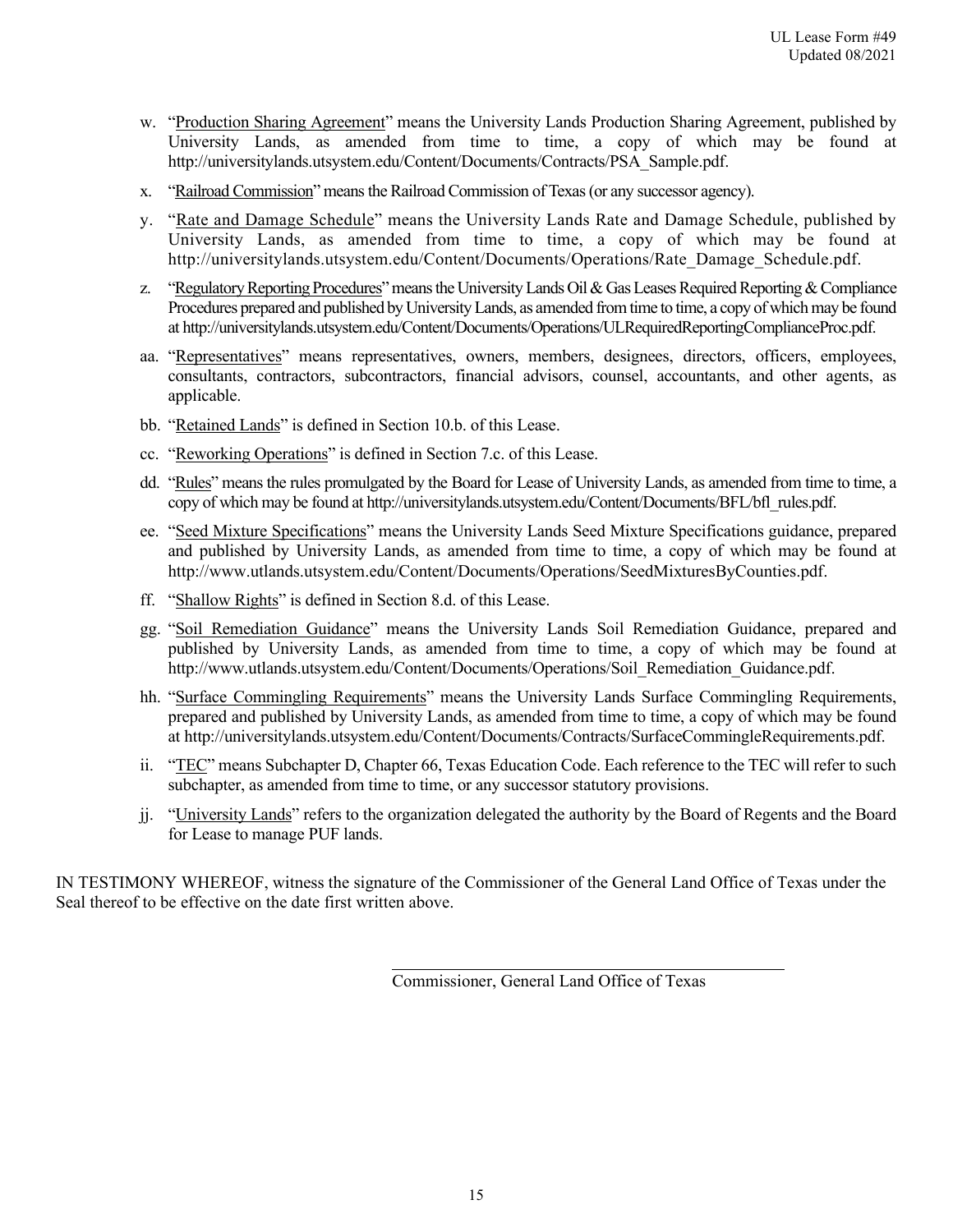w. "Production Sharing Agreement" means the University Lands Production Sharing Agreement, published by University Lands, as amended from time to time, a copy of which may be found at http://universitylands.utsystem.edu/Content/Documents/Contracts/PSA_Sample.pdf.

x. "Railroad Commission" means the Railroad Commission of Texas (or any successor agency).

y. "Rate and Damage Schedule" means the University Lands Rate and Damage Schedule, published by University Lands, as amended from time to time, a copy of which may be found at http://universitylands.utsystem.edu/Content/Documents/Operations/Rate_Damage_Schedule.pdf.

z. "Regulatory Reporting Procedures" means the University Lands Oil & Gas Leases Required Reporting & Compliance Procedures prepared and published by University Lands, as amended from time to time, a copy of which may be found at http://universitylands.utsystem.edu/Content/Documents/Operations/ULRequiredReportingComplianceProc.pdf.

aa. "Representatives" means representatives, owners, members, designees, directors, officers, employees, consultants, contractors, subcontractors, financial advisors, counsel, accountants, and other agents, as applicable.

bb. "Retained Lands" is defined in Section 10.b. of this Lease.

cc. "Reworking Operations" is defined in Section 7.c. of this Lease.

dd. "Rules" means the rules promulgated by the Board for Lease of University Lands, as amended from time to time, a copy of which may be found at http://universitylands.utsystem.edu/Content/Documents/BFL/bfl_rules.pdf.

ee. "Seed Mixture Specifications" means the University Lands Seed Mixture Specifications guidance, prepared and published by University Lands, as amended from time to time, a copy of which may be found at http://www.utlands.utsystem.edu/Content/Documents/Operations/SeedMixturesByCounties.pdf.

ff. "Shallow Rights" is defined in Section 8.d. of this Lease.

gg. "Soil Remediation Guidance" means the University Lands Soil Remediation Guidance, prepared and published by University Lands, as amended from time to time, a copy of which may be found at http://www.utlands.utsystem.edu/Content/Documents/Operations/Soil_Remediation_Guidance.pdf.

hh. "Surface Commingling Requirements" means the University Lands Surface Commingling Requirements, prepared and published by University Lands, as amended from time to time, a copy of which may be found at http://universitylands.utsystem.edu/Content/Documents/Contracts/SurfaceCommingleRequirements.pdf.

ii. "TEC" means Subchapter D, Chapter 66, Texas Education Code. Each reference to the TEC will refer to such subchapter, as amended from time to time, or any successor statutory provisions.

jj. "University Lands" refers to the organization delegated the authority by the Board of Regents and the Board for Lease to manage PUF lands.

IN TESTIMONY WHEREOF, witness the signature of the Commissioner of the General Land Office of Texas under the Seal thereof to be effective on the date first written above.

\_\_\_\_\_\_\_\_\_\_\_\_\_\_\_\_\_\_\_\_\_\_\_\_\_\_\_\_\_\_\_\_\_\_\_\_\_\_\_\_

Commissioner, General Land Office of Texas